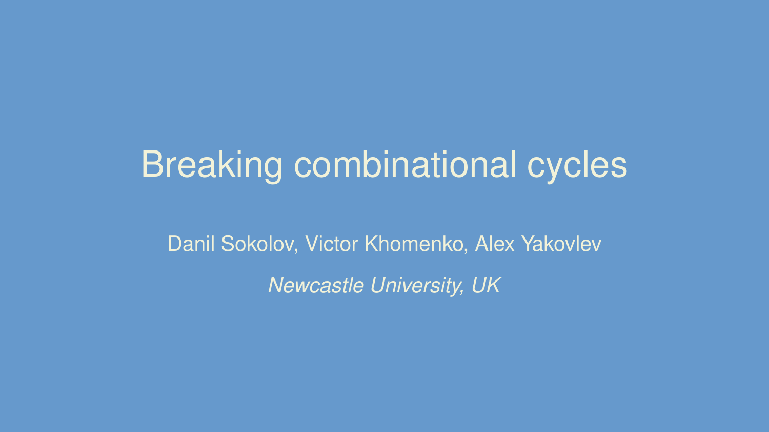# Breaking combinational cycles

Danil Sokolov, Victor Khomenko, Alex Yakovlev

*Newcastle University, UK*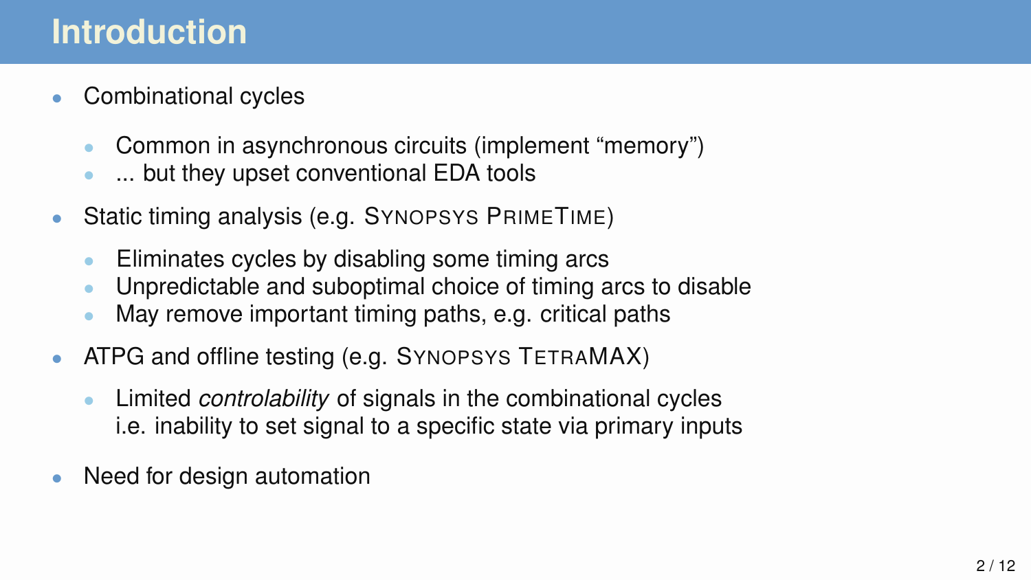# Introduction

- Combinational cycles
  - Common in asynchronous circuits (implement “memory”)
  - ... but they upset conventional EDA tools
- Static timing analysis (e.g. SYNOPSYS PRIMETIME)
  - Eliminates cycles by disabling some timing arcs
  - Unpredictable and suboptimal choice of timing arcs to disable
  - May remove important timing paths, e.g. critical paths
- ATPG and offline testing (e.g. SYNOPSYS TETRAMAX)
  - Limited *controlability* of signals in the combinational cycles
    i.e. inability to set signal to a specific state via primary inputs
- Need for design automation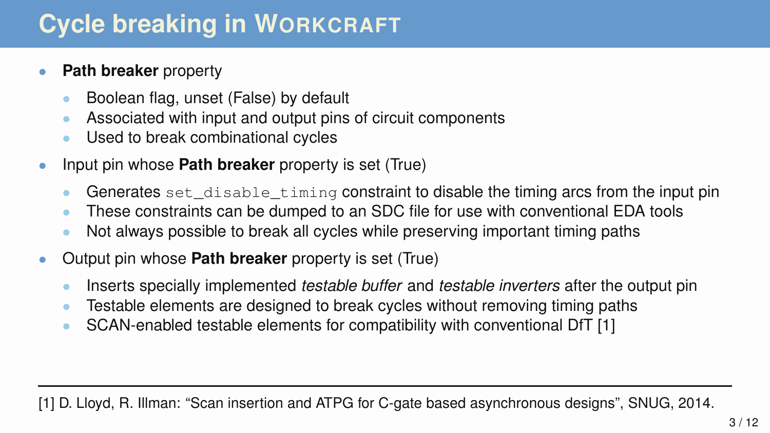# Cycle breaking in WORKCRAFT

- **Path breaker** property
  - Boolean flag, unset (False) by default
  - Associated with input and output pins of circuit components
  - Used to break combinational cycles
- Input pin whose **Path breaker** property is set (True)
  - Generates `set_disable_timing` constraint to disable the timing arcs from the input pin
  - These constraints can be dumped to an SDC file for use with conventional EDA tools
  - Not always possible to break all cycles while preserving important timing paths
- Output pin whose **Path breaker** property is set (True)
  - Inserts specially implemented *testable buffer* and *testable inverters* after the output pin
  - Testable elements are designed to break cycles without removing timing paths
  - SCAN-enabled testable elements for compatibility with conventional DfT [1]

---

[1] D. Lloyd, R. Illman: "Scan insertion and ATPG for C-gate based asynchronous designs", SNUG, 2014.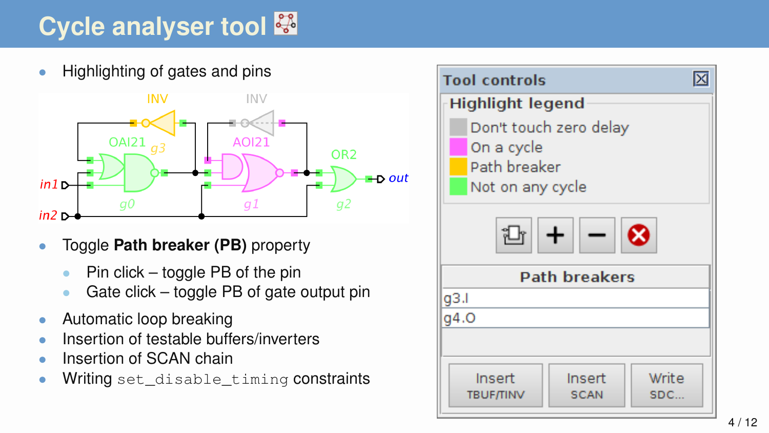# Cycle analyser tool

- Highlighting of gates and pins
- Toggle **Path breaker (PB)** property
  - Pin click – toggle PB of the pin
  - Gate click – toggle PB of gate output pin
- Automatic loop breaking
- Insertion of testable buffers/inverters
- Insertion of SCAN chain
- Writing `set_disable_timing` constraints

**Tool controls**

**Highlight legend**

- Don't touch zero delay
- On a cycle
- Path breaker
- Not on any cycle

| Path breakers |
| --- |
| g3.I |
| g4.O |

Insert TBUF/TINV | Insert SCAN | Write SDC...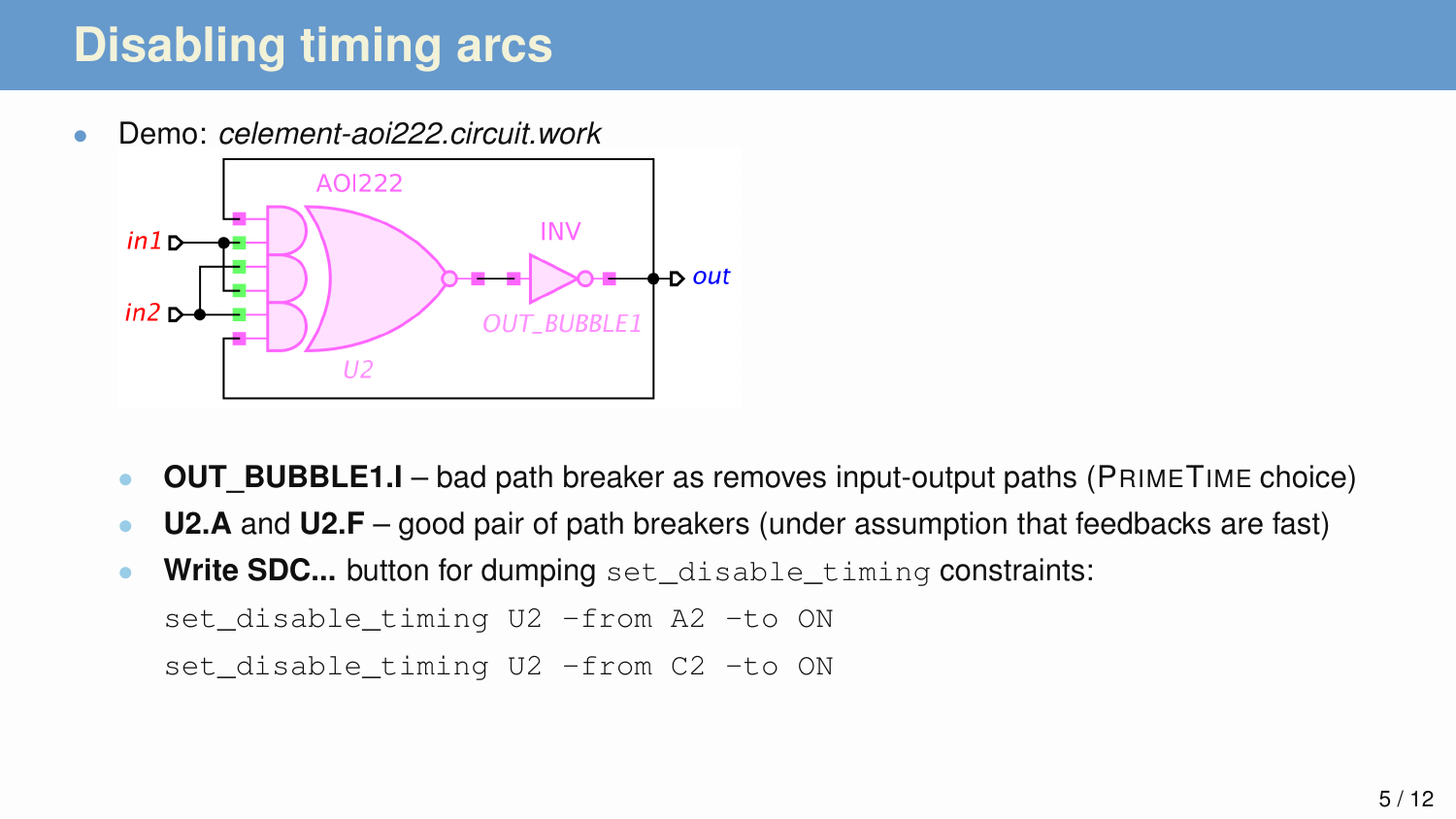# Disabling timing arcs

- Demo: *celement-aoi222.circuit.work*

  - **OUT_BUBBLE1.I** – bad path breaker as removes input-output paths (PrimeTime choice)
  - **U2.A** and **U2.F** – good pair of path breakers (under assumption that feedbacks are fast)
  - **Write SDC...** button for dumping `set_disable_timing` constraints:

```
set_disable_timing U2 -from A2 -to ON
set_disable_timing U2 -from C2 -to ON
```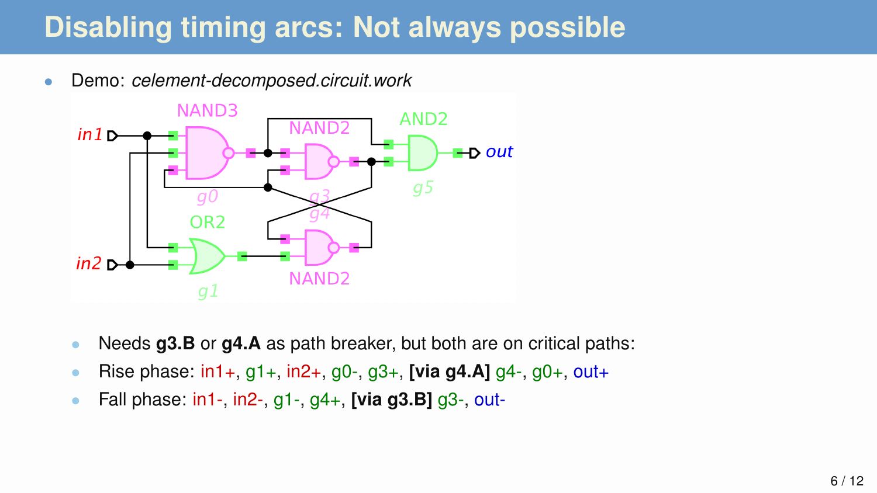# Disabling timing arcs: Not always possible

- Demo: *celement-decomposed.circuit.work*

  - Needs **g3.B** or **g4.A** as path breaker, but both are on critical paths:
  - Rise phase: in1+, g1+, in2+, g0-, g3+, **[via g4.A]** g4-, g0+, out+
  - Fall phase: in1-, in2-, g1-, g4+, **[via g3.B]** g3-, out-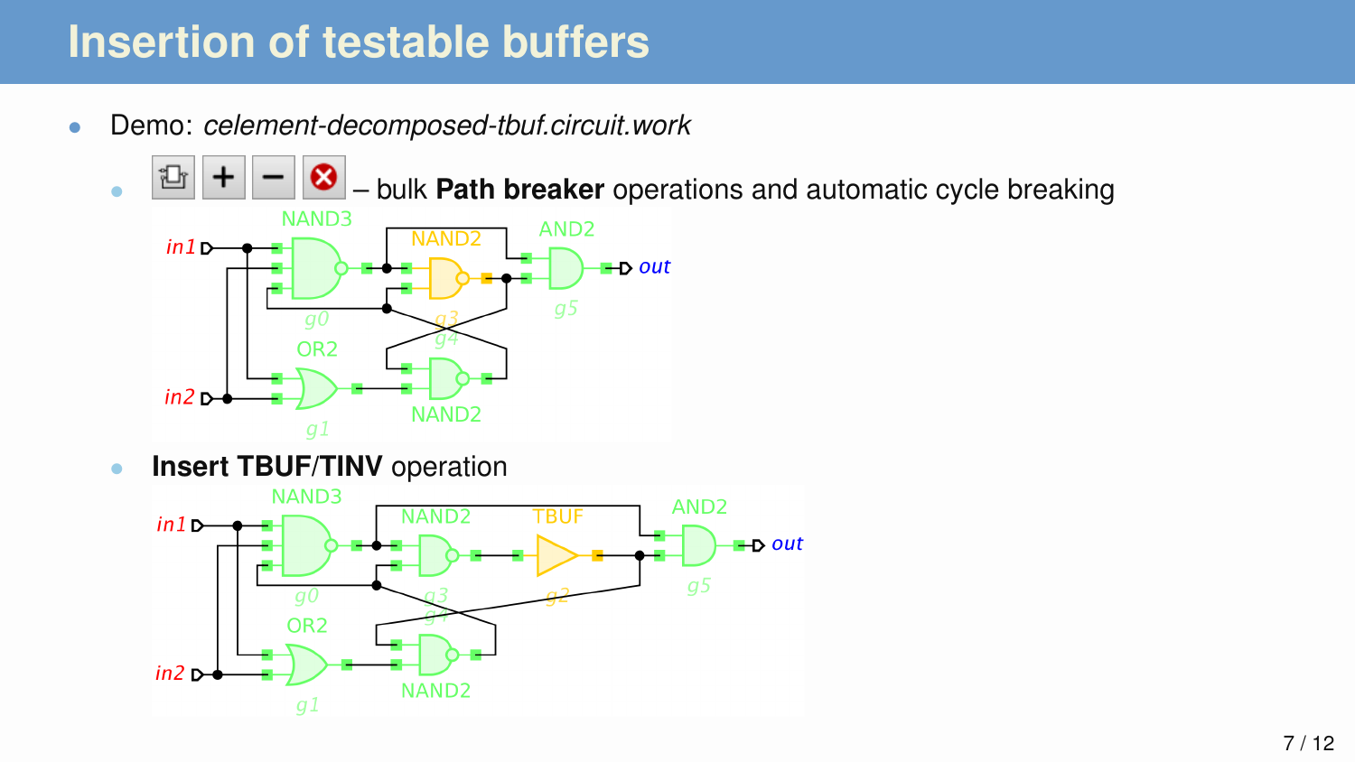# Insertion of testable buffers

- Demo: *celement-decomposed-tbuf.circuit.work*
  - – bulk **Path breaker** operations and automatic cycle breaking
  - **Insert TBUF/TINV** operation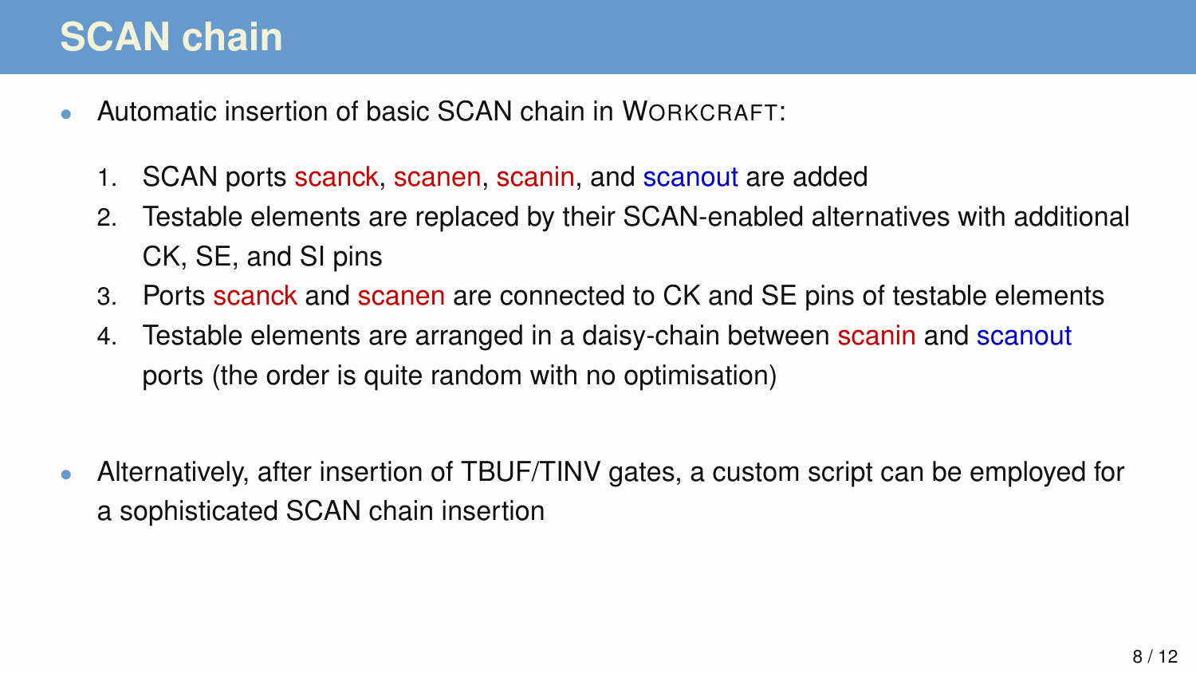# SCAN chain

- Automatic insertion of basic SCAN chain in WORKCRAFT:
  1. SCAN ports scanck, scanen, scanin, and scanout are added
  2. Testable elements are replaced by their SCAN-enabled alternatives with additional CK, SE, and SI pins
  3. Ports scanck and scanen are connected to CK and SE pins of testable elements
  4. Testable elements are arranged in a daisy-chain between scanin and scanout ports (the order is quite random with no optimisation)

- Alternatively, after insertion of TBUF/TINV gates, a custom script can be employed for a sophisticated SCAN chain insertion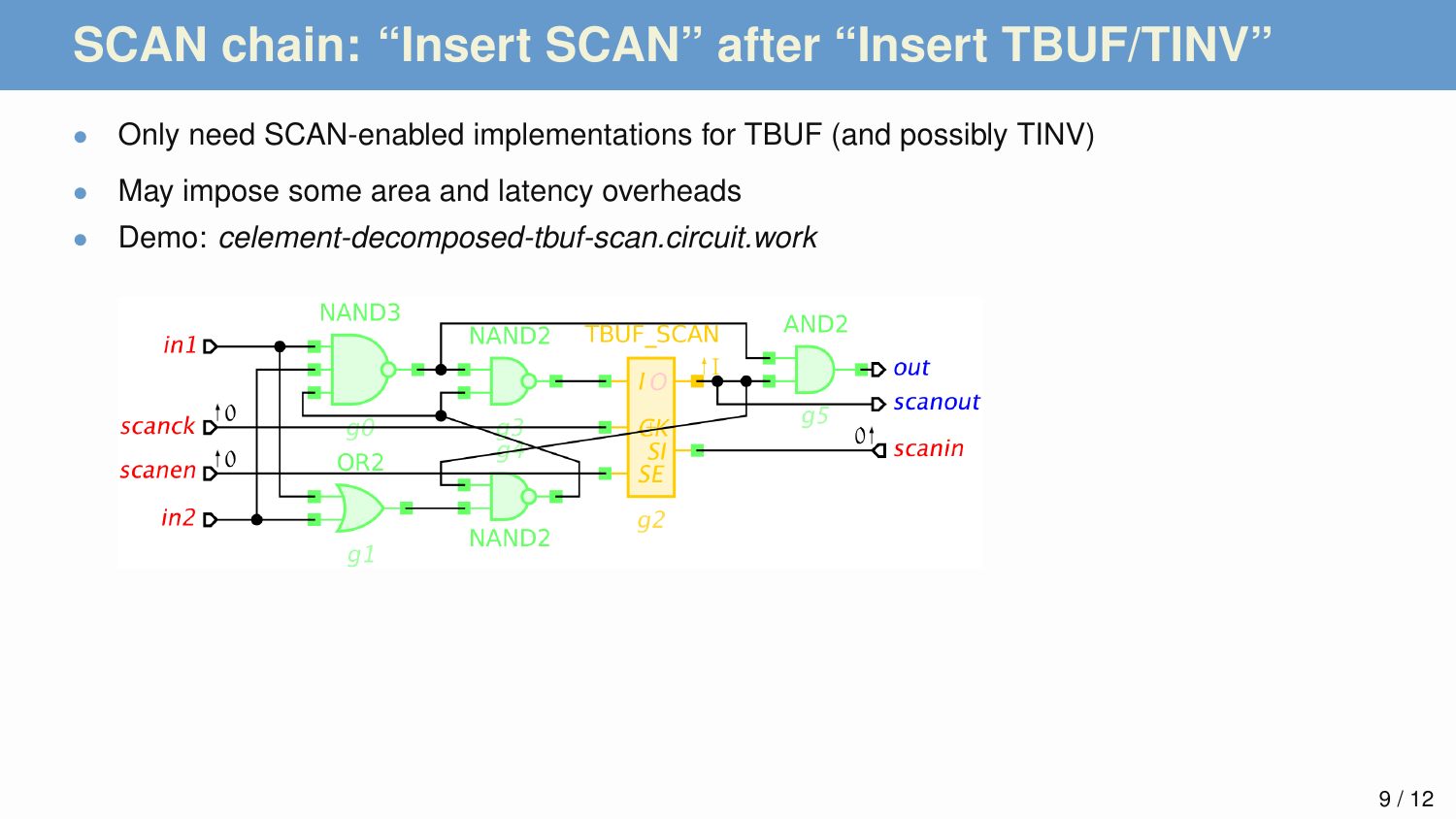# SCAN chain: “Insert SCAN” after “Insert TBUF/TINV”

- Only need SCAN-enabled implementations for TBUF (and possibly TINV)
- May impose some area and latency overheads
- Demo: *celement-decomposed-tbuf-scan.circuit.work*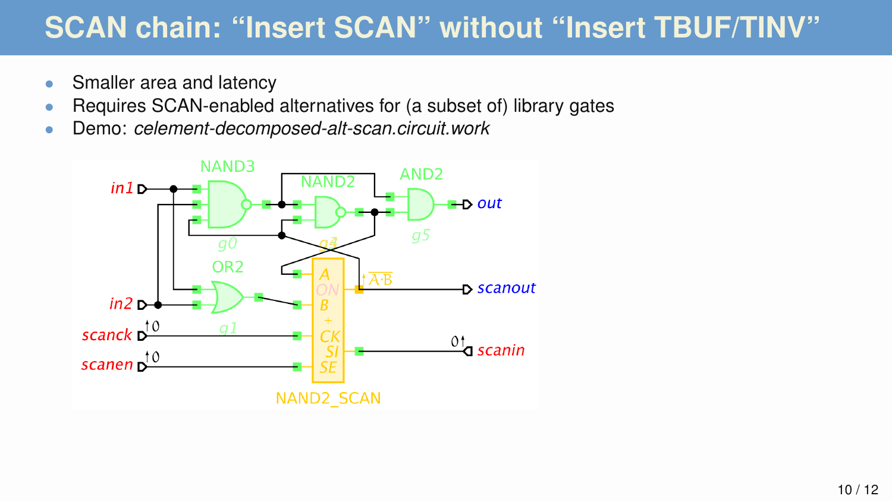# SCAN chain: “Insert SCAN” without “Insert TBUF/TINV”

- Smaller area and latency
- Requires SCAN-enabled alternatives for (a subset of) library gates
- Demo: *celement-decomposed-alt-scan.circuit.work*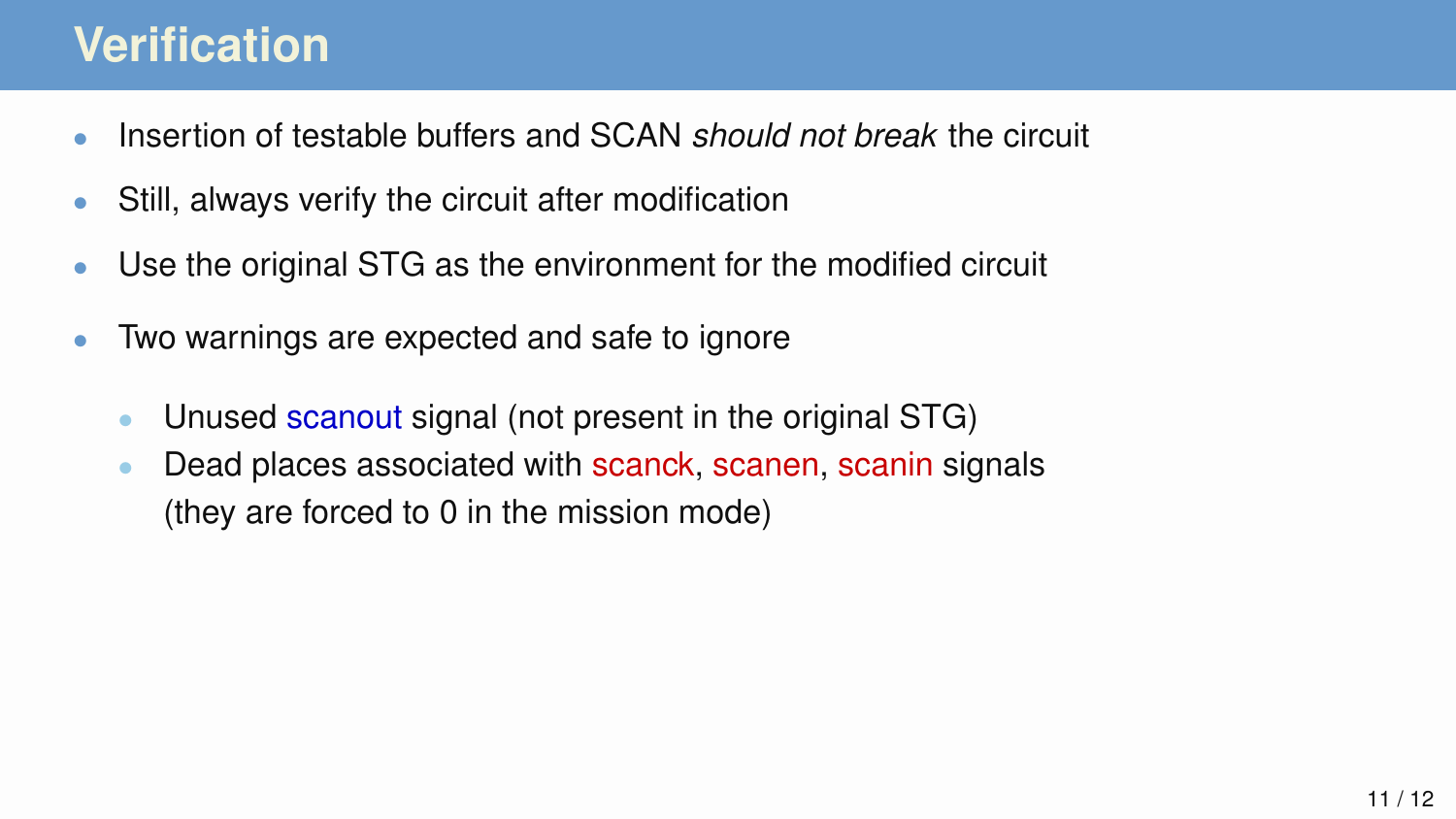# Verification

- Insertion of testable buffers and SCAN *should not break* the circuit
- Still, always verify the circuit after modification
- Use the original STG as the environment for the modified circuit
- Two warnings are expected and safe to ignore
  - Unused scanout signal (not present in the original STG)
  - Dead places associated with scanck, scanen, scanin signals (they are forced to 0 in the mission mode)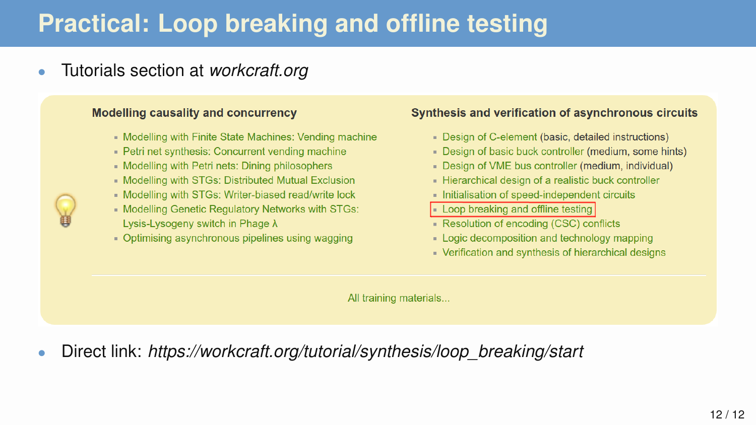# Practical: Loop breaking and offline testing

- Tutorials section at *workcraft.org*

**Modelling causality and concurrency**

- Modelling with Finite State Machines: Vending machine
- Petri net synthesis: Concurrent vending machine
- Modelling with Petri nets: Dining philosophers
- Modelling with STGs: Distributed Mutual Exclusion
- Modelling with STGs: Writer-biased read/write lock
- Modelling Genetic Regulatory Networks with STGs: Lysis-Lysogeny switch in Phage λ
- Optimising asynchronous pipelines using wagging

**Synthesis and verification of asynchronous circuits**

- Design of C-element (basic, detailed instructions)
- Design of basic buck controller (medium, some hints)
- Design of VME bus controller (medium, individual)
- Hierarchical design of a realistic buck controller
- Initialisation of speed-independent circuits
- Loop breaking and offline testing
- Resolution of encoding (CSC) conflicts
- Logic decomposition and technology mapping
- Verification and synthesis of hierarchical designs

All training materials...

- Direct link: *https://workcraft.org/tutorial/synthesis/loop_breaking/start*